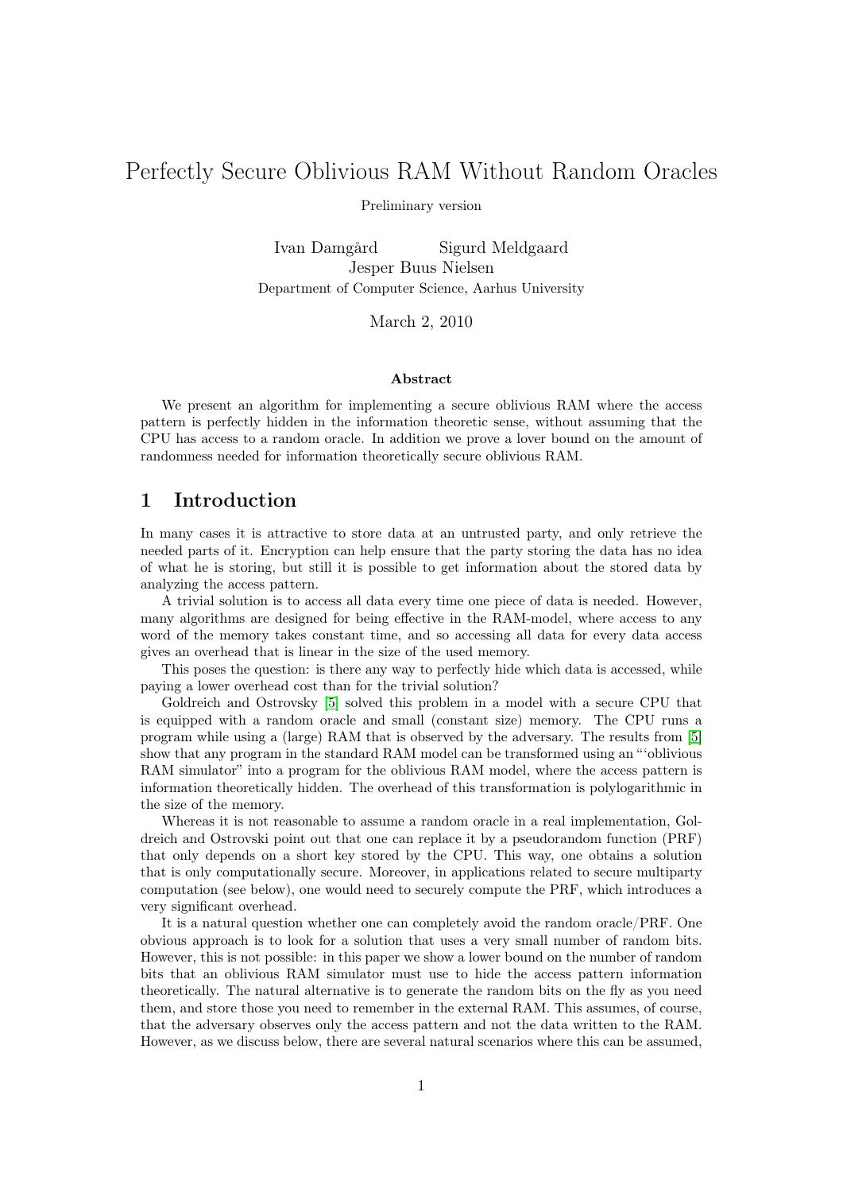# Perfectly Secure Oblivious RAM Without Random Oracles

Preliminary version

Ivan Damgård Sigurd Meldgaard
Jesper Buus Nielsen
Department of Computer Science, Aarhus University

March 2, 2010

### Abstract

We present an algorithm for implementing a secure oblivious RAM where the access pattern is perfectly hidden in the information theoretic sense, without assuming that the CPU has access to a random oracle. In addition we prove a lover bound on the amount of randomness needed for information theoretically secure oblivious RAM.

## 1 Introduction

In many cases it is attractive to store data at an untrusted party, and only retrieve the needed parts of it. Encryption can help ensure that the party storing the data has no idea of what he is storing, but still it is possible to get information about the stored data by analyzing the access pattern.

A trivial solution is to access all data every time one piece of data is needed. However, many algorithms are designed for being effective in the RAM-model, where access to any word of the memory takes constant time, and so accessing all data for every data access gives an overhead that is linear in the size of the used memory.

This poses the question: is there any way to perfectly hide which data is accessed, while paying a lower overhead cost than for the trivial solution?

Goldreich and Ostrovsky [5] solved this problem in a model with a secure CPU that is equipped with a random oracle and small (constant size) memory. The CPU runs a program while using a (large) RAM that is observed by the adversary. The results from [5] show that any program in the standard RAM model can be transformed using an "'oblivious RAM simulator" into a program for the oblivious RAM model, where the access pattern is information theoretically hidden. The overhead of this transformation is polylogarithmic in the size of the memory.

Whereas it is not reasonable to assume a random oracle in a real implementation, Goldreich and Ostrovski point out that one can replace it by a pseudorandom function (PRF) that only depends on a short key stored by the CPU. This way, one obtains a solution that is only computationally secure. Moreover, in applications related to secure multiparty computation (see below), one would need to securely compute the PRF, which introduces a very significant overhead.

It is a natural question whether one can completely avoid the random oracle/PRF. One obvious approach is to look for a solution that uses a very small number of random bits. However, this is not possible: in this paper we show a lower bound on the number of random bits that an oblivious RAM simulator must use to hide the access pattern information theoretically. The natural alternative is to generate the random bits on the fly as you need them, and store those you need to remember in the external RAM. This assumes, of course, that the adversary observes only the access pattern and not the data written to the RAM. However, as we discuss below, there are several natural scenarios where this can be assumed,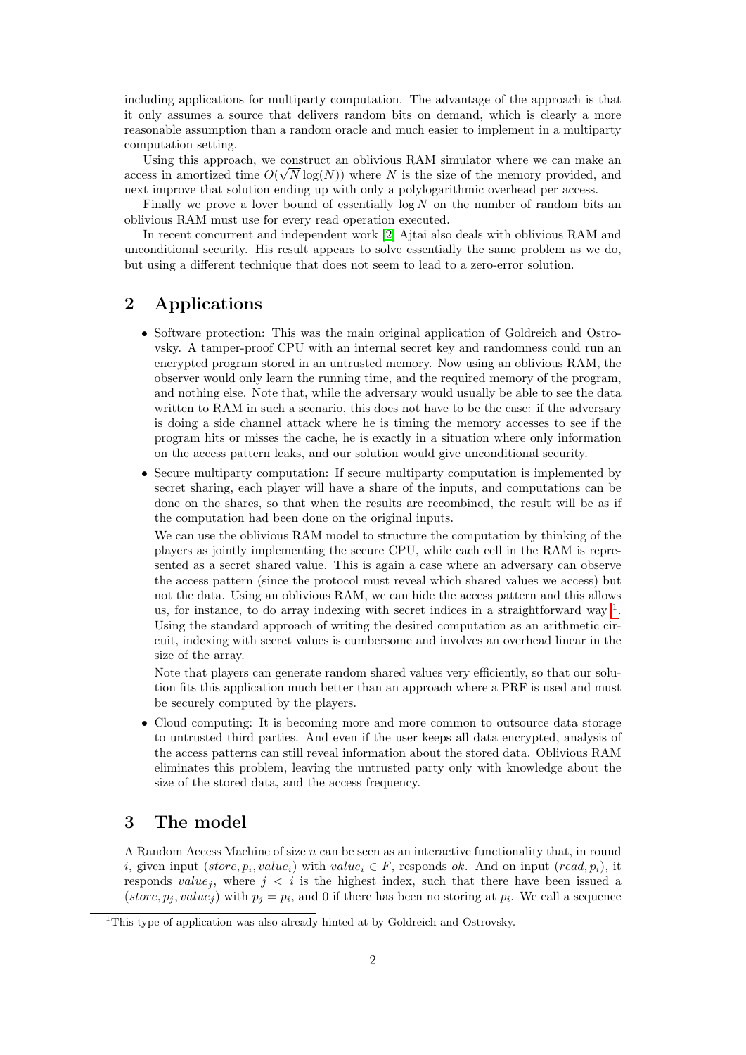including applications for multiparty computation. The advantage of the approach is that it only assumes a source that delivers random bits on demand, which is clearly a more reasonable assumption than a random oracle and much easier to implement in a multiparty computation setting.

Using this approach, we construct an oblivious RAM simulator where we can make an access in amortized time $O(\sqrt{N}\log(N))$ where $N$ is the size of the memory provided, and next improve that solution ending up with only a polylogarithmic overhead per access.

Finally we prove a lover bound of essentially $\log N$ on the number of random bits an oblivious RAM must use for every read operation executed.

In recent concurrent and independent work [2] Ajtai also deals with oblivious RAM and unconditional security. His result appears to solve essentially the same problem as we do, but using a different technique that does not seem to lead to a zero-error solution.

## 2 Applications

- Software protection: This was the main original application of Goldreich and Ostrovsky. A tamper-proof CPU with an internal secret key and randomness could run an encrypted program stored in an untrusted memory. Now using an oblivious RAM, the observer would only learn the running time, and the required memory of the program, and nothing else. Note that, while the adversary would usually be able to see the data written to RAM in such a scenario, this does not have to be the case: if the adversary is doing a side channel attack where he is timing the memory accesses to see if the program hits or misses the cache, he is exactly in a situation where only information on the access pattern leaks, and our solution would give unconditional security.
- Secure multiparty computation: If secure multiparty computation is implemented by secret sharing, each player will have a share of the inputs, and computations can be done on the shares, so that when the results are recombined, the result will be as if the computation had been done on the original inputs.

  We can use the oblivious RAM model to structure the computation by thinking of the players as jointly implementing the secure CPU, while each cell in the RAM is represented as a secret shared value. This is again a case where an adversary can observe the access pattern (since the protocol must reveal which shared values we access) but not the data. Using an oblivious RAM, we can hide the access pattern and this allows us, for instance, to do array indexing with secret indices in a straightforward way [1]. Using the standard approach of writing the desired computation as an arithmetic circuit, indexing with secret values is cumbersome and involves an overhead linear in the size of the array.

  Note that players can generate random shared values very efficiently, so that our solution fits this application much better than an approach where a PRF is used and must be securely computed by the players.
- Cloud computing: It is becoming more and more common to outsource data storage to untrusted third parties. And even if the user keeps all data encrypted, analysis of the access patterns can still reveal information about the stored data. Oblivious RAM eliminates this problem, leaving the untrusted party only with knowledge about the size of the stored data, and the access frequency.

## 3 The model

A Random Access Machine of size $n$ can be seen as an interactive functionality that, in round $i$, given input $(store, p_i, value_i)$ with $value_i \in F$, responds *ok*. And on input $(read, p_i)$, it responds $value_j$, where $j < i$ is the highest index, such that there have been issued a $(store, p_j, value_j)$ with $p_j = p_i$, and 0 if there has been no storing at $p_i$. We call a sequence

[1] This type of application was also already hinted at by Goldreich and Ostrovsky.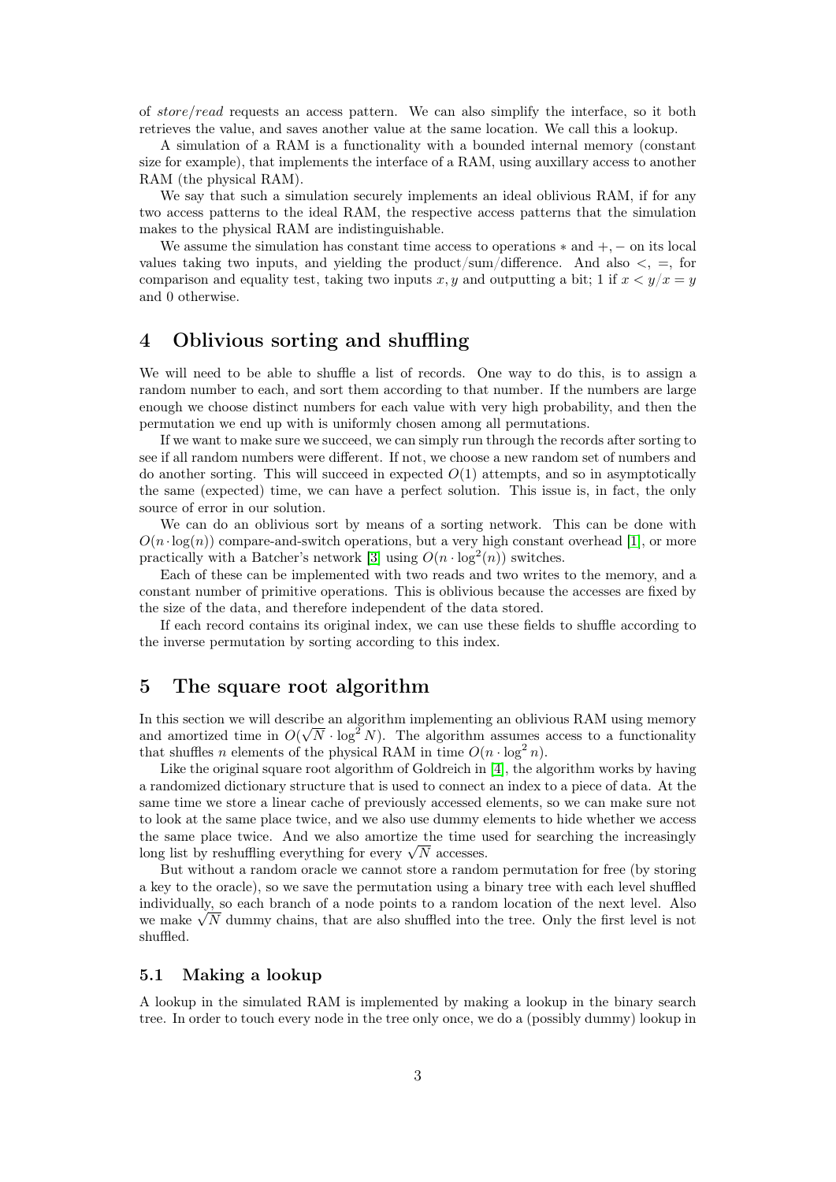of *store*/*read* requests an access pattern. We can also simplify the interface, so it both retrieves the value, and saves another value at the same location. We call this a lookup.

A simulation of a RAM is a functionality with a bounded internal memory (constant size for example), that implements the interface of a RAM, using auxillary access to another RAM (the physical RAM).

We say that such a simulation securely implements an ideal oblivious RAM, if for any two access patterns to the ideal RAM, the respective access patterns that the simulation makes to the physical RAM are indistinguishable.

We assume the simulation has constant time access to operations $*$ and $+, -$ on its local values taking two inputs, and yielding the product/sum/difference. And also $<$, $=$, for comparison and equality test, taking two inputs $x, y$ and outputting a bit; 1 if $x < y$/$x = y$ and 0 otherwise.

# 4 Oblivious sorting and shuffling

We will need to be able to shuffle a list of records. One way to do this, is to assign a random number to each, and sort them according to that number. If the numbers are large enough we choose distinct numbers for each value with very high probability, and then the permutation we end up with is uniformly chosen among all permutations.

If we want to make sure we succeed, we can simply run through the records after sorting to see if all random numbers were different. If not, we choose a new random set of numbers and do another sorting. This will succeed in expected $O(1)$ attempts, and so in asymptotically the same (expected) time, we can have a perfect solution. This issue is, in fact, the only source of error in our solution.

We can do an oblivious sort by means of a sorting network. This can be done with $O(n \cdot \log(n))$ compare-and-switch operations, but a very high constant overhead [1], or more practically with a Batcher's network [3] using $O(n \cdot \log^2(n))$ switches.

Each of these can be implemented with two reads and two writes to the memory, and a constant number of primitive operations. This is oblivious because the accesses are fixed by the size of the data, and therefore independent of the data stored.

If each record contains its original index, we can use these fields to shuffle according to the inverse permutation by sorting according to this index.

# 5 The square root algorithm

In this section we will describe an algorithm implementing an oblivious RAM using memory and amortized time in $O(\sqrt{N} \cdot \log^2 N)$. The algorithm assumes access to a functionality that shuffles $n$ elements of the physical RAM in time $O(n \cdot \log^2 n)$.

Like the original square root algorithm of Goldreich in [4], the algorithm works by having a randomized dictionary structure that is used to connect an index to a piece of data. At the same time we store a linear cache of previously accessed elements, so we can make sure not to look at the same place twice, and we also use dummy elements to hide whether we access the same place twice. And we also amortize the time used for searching the increasingly long list by reshuffling everything for every $\sqrt{N}$ accesses.

But without a random oracle we cannot store a random permutation for free (by storing a key to the oracle), so we save the permutation using a binary tree with each level shuffled individually, so each branch of a node points to a random location of the next level. Also we make $\sqrt{N}$ dummy chains, that are also shuffled into the tree. Only the first level is not shuffled.

## 5.1 Making a lookup

A lookup in the simulated RAM is implemented by making a lookup in the binary search tree. In order to touch every node in the tree only once, we do a (possibly dummy) lookup in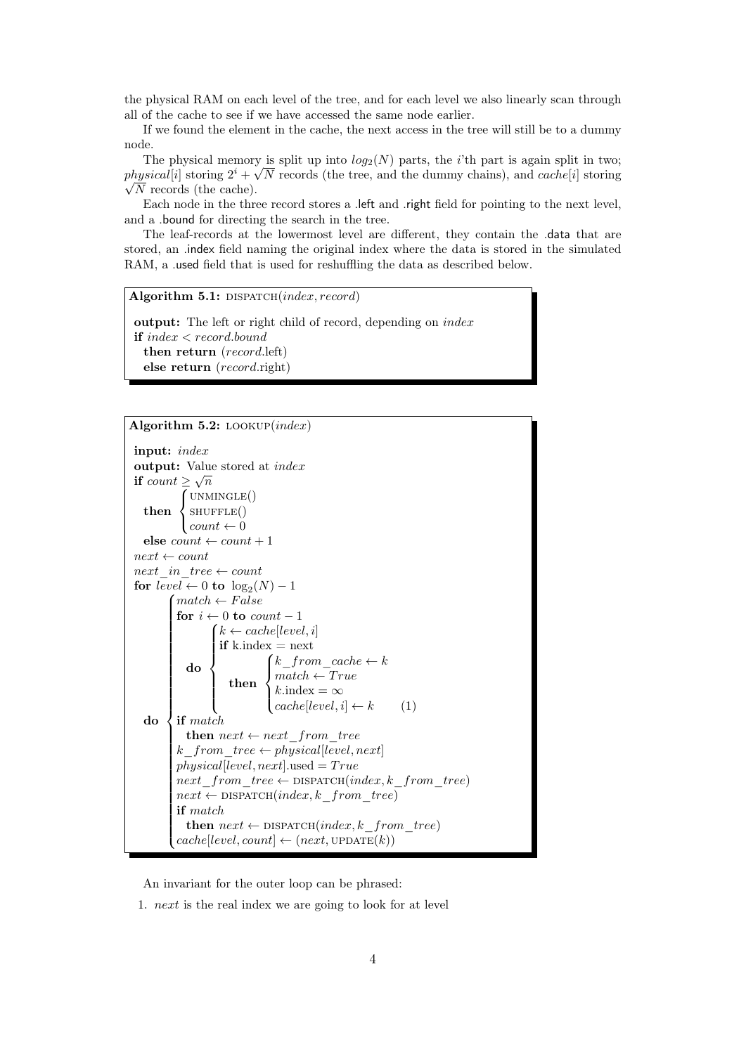the physical RAM on each level of the tree, and for each level we also linearly scan through all of the cache to see if we have accessed the same node earlier.

If we found the element in the cache, the next access in the tree will still be to a dummy node.

The physical memory is split up into $log_2(N)$ parts, the $i$'th part is again split in two; $physical[i]$ storing $2^i + \sqrt{N}$ records (the tree, and the dummy chains), and $cache[i]$ storing $\sqrt{N}$ records (the cache).

Each node in the three record stores a .left and .right field for pointing to the next level, and a .bound for directing the search in the tree.

The leaf-records at the lowermost level are different, they contain the .data that are stored, an .index field naming the original index where the data is stored in the simulated RAM, a .used field that is used for reshuffling the data as described below.

**Algorithm 5.1:** DISPATCH($index, record$)

```
output: The left or right child of record, depending on index
if index < record.bound
  then return (record.left)
  else return (record.right)
```

**Algorithm 5.2:** LOOKUP($index$)

```
input: index
output: Value stored at index
if count ≥ √n
  then { UNMINGLE()
         SHUFFLE()
         count ← 0
  else count ← count + 1
next ← count
next_in_tree ← count
for level ← 0 to log2(N) − 1
  do { match ← False
       for i ← 0 to count − 1
         do { k ← cache[level, i]
              if k.index = next
                then { k_from_cache ← k
                       match ← True
                       k.index = ∞
                       cache[level, i] ← k        (1)
       if match
         then next ← next_from_tree
       k_from_tree ← physical[level, next]
       physical[level, next].used = True
       next_from_tree ← DISPATCH(index, k_from_tree)
       next ← DISPATCH(index, k_from_tree)
       if match
         then next ← DISPATCH(index, k_from_tree)
       cache[level, count] ← (next, UPDATE(k))
```

An invariant for the outer loop can be phrased:

1. $next$ is the real index we are going to look for at level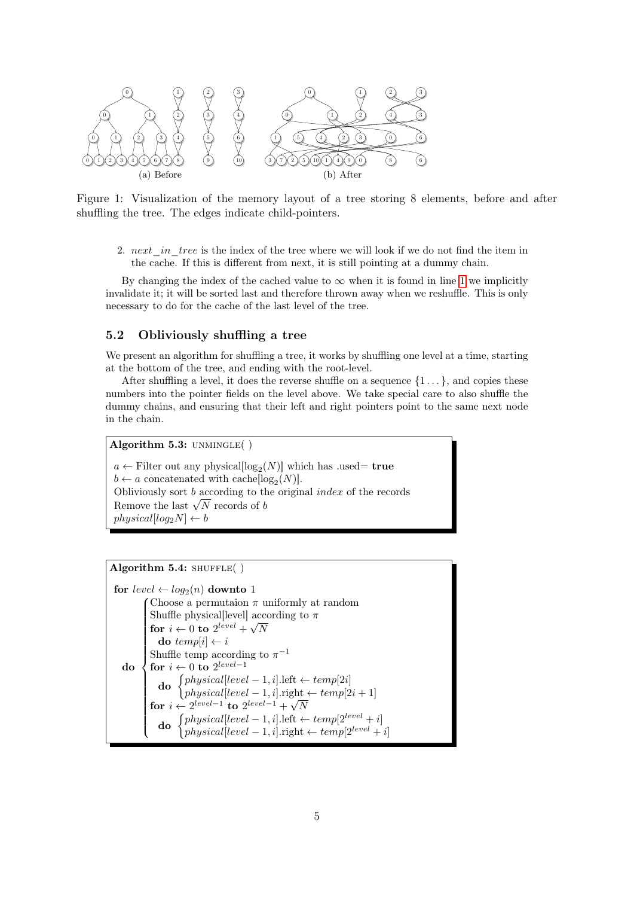(a) Before (b) After

Figure 1: Visualization of the memory layout of a tree storing 8 elements, before and after shuffling the tree. The edges indicate child-pointers.

2. *next_in_tree* is the index of the tree where we will look if we do not find the item in the cache. If this is different from next, it is still pointing at a dummy chain.

By changing the index of the cached value to $\infty$ when it is found in line 1 we implicitly invalidate it; it will be sorted last and therefore thrown away when we reshuffle. This is only necessary to do for the cache of the last level of the tree.

### 5.2 Obliviously shuffling a tree

We present an algorithm for shuffling a tree, it works by shuffling one level at a time, starting at the bottom of the tree, and ending with the root-level.

After shuffling a level, it does the reverse shuffle on a sequence $\{1 \dots\}$, and copies these numbers into the pointer fields on the level above. We take special care to also shuffle the dummy chains, and ensuring that their left and right pointers point to the same next node in the chain.

**Algorithm 5.3:** UNMINGLE( )

$a \leftarrow$ Filter out any physical$[\log_2(N)]$ which has .used= **true**
$b \leftarrow a$ concatenated with cache$[\log_2(N)]$.
Obliviously sort $b$ according to the original *index* of the records
Remove the last $\sqrt{N}$ records of $b$
$physical[log_2 N] \leftarrow b$

**Algorithm 5.4:** SHUFFLE( )

**for** $level \leftarrow log_2(n)$ **downto** 1
**do**
- Choose a permutaion $\pi$ uniformly at random
- Shuffle physical[level] according to $\pi$
- **for** $i \leftarrow 0$ **to** $2^{level} + \sqrt{N}$
  - **do** $temp[i] \leftarrow i$
- Shuffle temp according to $\pi^{-1}$
- **for** $i \leftarrow 0$ **to** $2^{level-1}$
  - **do** $physical[level-1, i]$.left $\leftarrow temp[2i]$; $physical[level-1, i]$.right $\leftarrow temp[2i+1]$
- **for** $i \leftarrow 2^{level-1}$ **to** $2^{level-1} + \sqrt{N}$
  - **do** $physical[level-1, i]$.left $\leftarrow temp[2^{level} + i]$; $physical[level-1, i]$.right $\leftarrow temp[2^{level} + i]$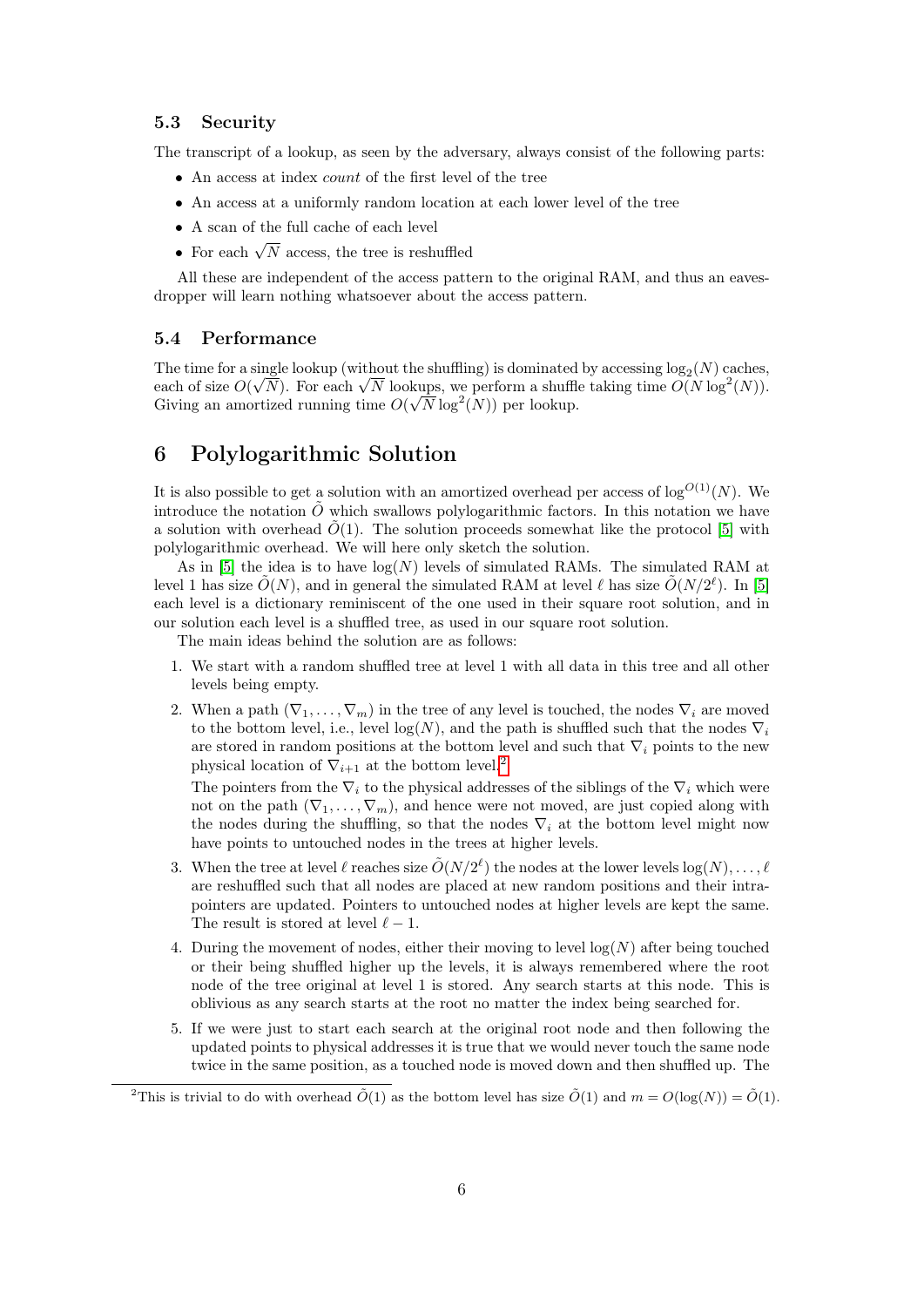### 5.3 Security

The transcript of a lookup, as seen by the adversary, always consist of the following parts:

- An access at index *count* of the first level of the tree
- An access at a uniformly random location at each lower level of the tree
- A scan of the full cache of each level
- For each $\sqrt{N}$ access, the tree is reshuffled

All these are independent of the access pattern to the original RAM, and thus an eavesdropper will learn nothing whatsoever about the access pattern.

### 5.4 Performance

The time for a single lookup (without the shuffling) is dominated by accessing $\log_2(N)$ caches, each of size $O(\sqrt{N})$. For each $\sqrt{N}$ lookups, we perform a shuffle taking time $O(N \log^2(N))$. Giving an amortized running time $O(\sqrt{N} \log^2(N))$ per lookup.

## 6 Polylogarithmic Solution

It is also possible to get a solution with an amortized overhead per access of $\log^{O(1)}(N)$. We introduce the notation $\tilde{O}$ which swallows polylogarithmic factors. In this notation we have a solution with overhead $\tilde{O}(1)$. The solution proceeds somewhat like the protocol [5] with polylogarithmic overhead. We will here only sketch the solution.

As in [5] the idea is to have $\log(N)$ levels of simulated RAMs. The simulated RAM at level 1 has size $\tilde{O}(N)$, and in general the simulated RAM at level $\ell$ has size $\tilde{O}(N/2^\ell)$. In [5] each level is a dictionary reminiscent of the one used in their square root solution, and in our solution each level is a shuffled tree, as used in our square root solution.

The main ideas behind the solution are as follows:

1. We start with a random shuffled tree at level 1 with all data in this tree and all other levels being empty.
2. When a path $(\nabla_1, \ldots, \nabla_m)$ in the tree of any level is touched, the nodes $\nabla_i$ are moved to the bottom level, i.e., level $\log(N)$, and the path is shuffled such that the nodes $\nabla_i$ are stored in random positions at the bottom level and such that $\nabla_i$ points to the new physical location of $\nabla_{i+1}$ at the bottom level.[2]

   The pointers from the $\nabla_i$ to the physical addresses of the siblings of the $\nabla_i$ which were not on the path $(\nabla_1, \ldots, \nabla_m)$, and hence were not moved, are just copied along with the nodes during the shuffling, so that the nodes $\nabla_i$ at the bottom level might now have points to untouched nodes in the trees at higher levels.
3. When the tree at level $\ell$ reaches size $\tilde{O}(N/2^\ell)$ the nodes at the lower levels $\log(N), \ldots, \ell$ are reshuffled such that all nodes are placed at new random positions and their intra-pointers are updated. Pointers to untouched nodes at higher levels are kept the same. The result is stored at level $\ell - 1$.
4. During the movement of nodes, either their moving to level $\log(N)$ after being touched or their being shuffled higher up the levels, it is always remembered where the root node of the tree original at level 1 is stored. Any search starts at this node. This is oblivious as any search starts at the root no matter the index being searched for.
5. If we were just to start each search at the original root node and then following the updated points to physical addresses it is true that we would never touch the same node twice in the same position, as a touched node is moved down and then shuffled up. The

[2] This is trivial to do with overhead $\tilde{O}(1)$ as the bottom level has size $\tilde{O}(1)$ and $m = O(\log(N)) = \tilde{O}(1)$.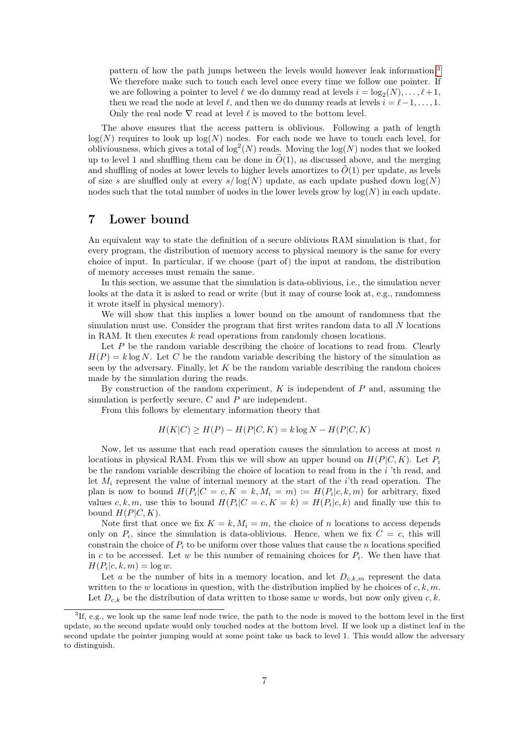pattern of how the path jumps between the levels would however leak information.[3] We therefore make such to touch each level once every time we follow one pointer. If we are following a pointer to level $\ell$ we do dummy read at levels $i = \log_2(N), \dots, \ell+1$, then we read the node at level $\ell$, and then we do dummy reads at levels $i = \ell-1, \dots, 1$. Only the real node $\nabla$ read at level $\ell$ is moved to the bottom level.

The above ensures that the access pattern is oblivious. Following a path of length $\log(N)$ requires to look up $\log(N)$ nodes. For each node we have to touch each level, for obliviousness, which gives a total of $\log^2(N)$ reads. Moving the $\log(N)$ nodes that we looked up to level 1 and shuffling them can be done in $\tilde{O}(1)$, as discussed above, and the merging and shuffling of nodes at lower levels to higher levels amortizes to $\tilde{O}(1)$ per update, as levels of size $s$ are shuffled only at every $s/\log(N)$ update, as each update pushed down $\log(N)$ nodes such that the total number of nodes in the lower levels grow by $\log(N)$ in each update.

# 7 Lower bound

An equivalent way to state the definition of a secure oblivious RAM simulation is that, for every program, the distribution of memory access to physical memory is the same for every choice of input. In particular, if we choose (part of) the input at random, the distribution of memory accesses must remain the same.

In this section, we assume that the simulation is data-oblivious, i.e., the simulation never looks at the data it is asked to read or write (but it may of course look at, e.g., randomness it wrote itself in physical memory).

We will show that this implies a lower bound on the amount of randomness that the simulation must use. Consider the program that first writes random data to all $N$ locations in RAM. It then executes $k$ read operations from randomly chosen locations.

Let $P$ be the random variable describing the choice of locations to read from. Clearly $H(P) = k \log N$. Let $C$ be the random variable describing the history of the simulation as seen by the adversary. Finally, let $K$ be the random variable describing the random choices made by the simulation during the reads.

By construction of the random experiment, $K$ is independent of $P$ and, assuming the simulation is perfectly secure, $C$ and $P$ are independent.

From this follows by elementary information theory that

$$H(K|C) \geq H(P) - H(P|C, K) = k \log N - H(P|C, K)$$

Now, let us assume that each read operation causes the simulation to access at most $n$ locations in physical RAM. From this we will show an upper bound on $H(P|C, K)$. Let $P_i$ be the random variable describing the choice of location to read from in the $i$ 'th read, and let $M_i$ represent the value of internal memory at the start of the $i$'th read operation. The plan is now to bound $H(P_i|C = c, K = k, M_i = m) := H(P_i|c, k, m)$ for arbitrary, fixed values $c, k, m$, use this to bound $H(P_i|C = c, K = k) = H(P_i|c, k)$ and finally use this to bound $H(P|C, K)$.

Note first that once we fix $K = k, M_i = m$, the choice of $n$ locations to access depends only on $P_i$, since the simulation is data-oblivious. Hence, when we fix $C = c$, this will constrain the choice of $P_i$ to be uniform over those values that cause the $n$ locations specified in $c$ to be accessed. Let $w$ be this number of remaining choices for $P_i$. We then have that $H(P_i|c, k, m) = \log w$.

Let $a$ be the number of bits in a memory location, and let $D_{c,k,m}$ represent the data written to the $w$ locations in question, with the distribution implied by he choices of $c, k, m$. Let $D_{c,k}$ be the distribution of data written to those same $w$ words, but now only given $c, k$.

[3] If, e.g., we look up the same leaf node twice, the path to the node is moved to the bottom level in the first update, so the second update would only touched nodes at the bottom level. If we look up a distinct leaf in the second update the pointer jumping would at some point take us back to level 1. This would allow the adversary to distinguish.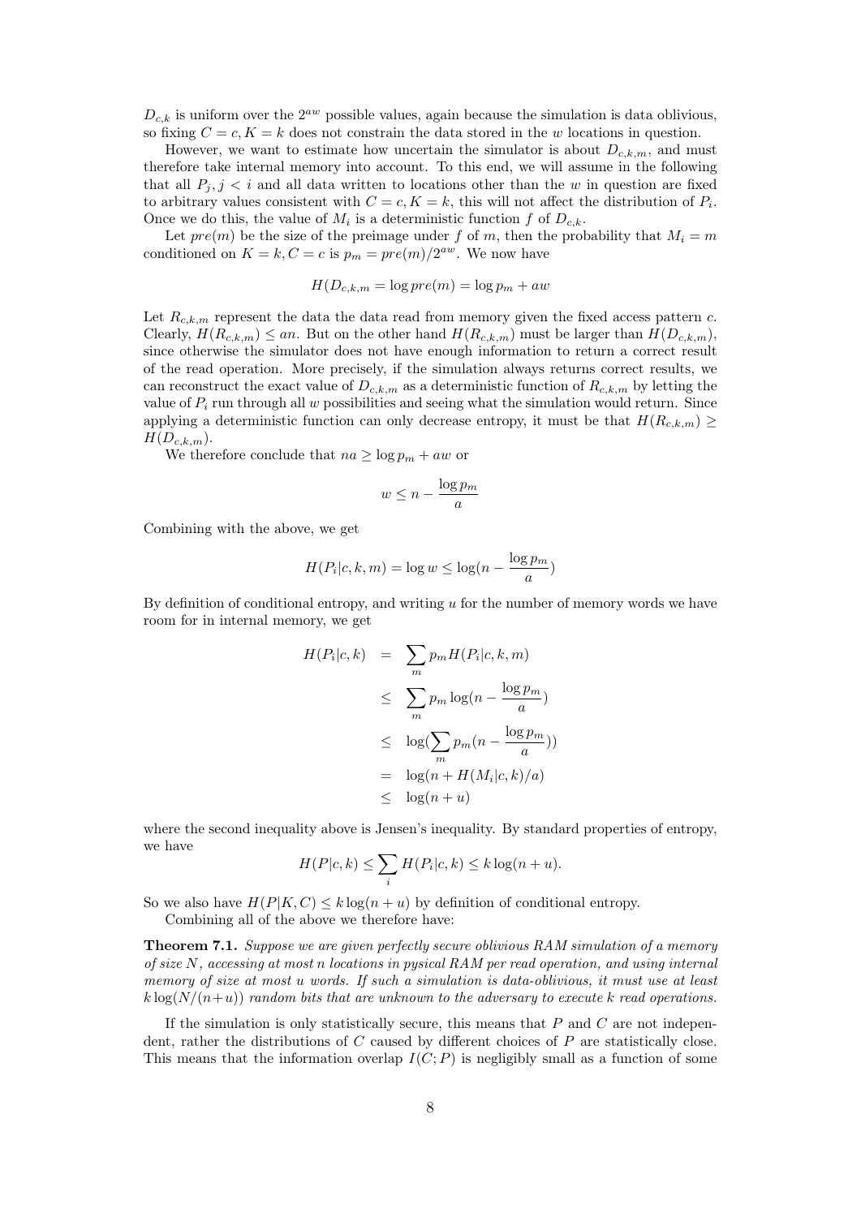$D_{c,k}$ is uniform over the $2^{aw}$ possible values, again because the simulation is data oblivious, so fixing $C = c, K = k$ does not constrain the data stored in the $w$ locations in question.

However, we want to estimate how uncertain the simulator is about $D_{c,k,m}$, and must therefore take internal memory into account. To this end, we will assume in the following that all $P_j, j < i$ and all data written to locations other than the $w$ in question are fixed to arbitrary values consistent with $C = c, K = k$, this will not affect the distribution of $P_i$. Once we do this, the value of $M_i$ is a deterministic function $f$ of $D_{c,k}$.

Let $pre(m)$ be the size of the preimage under $f$ of $m$, then the probability that $M_i = m$ conditioned on $K = k, C = c$ is $p_m = pre(m)/2^{aw}$. We now have

$$H(D_{c,k,m} = \log pre(m) = \log p_m + aw$$

Let $R_{c,k,m}$ represent the data the data read from memory given the fixed access pattern $c$. Clearly, $H(R_{c,k,m}) \leq an$. But on the other hand $H(R_{c,k,m})$ must be larger than $H(D_{c,k,m})$, since otherwise the simulator does not have enough information to return a correct result of the read operation. More precisely, if the simulation always returns correct results, we can reconstruct the exact value of $D_{c,k,m}$ as a deterministic function of $R_{c,k,m}$ by letting the value of $P_i$ run through all $w$ possibilities and seeing what the simulation would return. Since applying a deterministic function can only decrease entropy, it must be that $H(R_{c,k,m}) \geq H(D_{c,k,m})$.

We therefore conclude that $na \geq \log p_m + aw$ or

$$w \leq n - \frac{\log p_m}{a}$$

Combining with the above, we get

$$H(P_i|c,k,m) = \log w \leq \log(n - \frac{\log p_m}{a})$$

By definition of conditional entropy, and writing $u$ for the number of memory words we have room for in internal memory, we get

$$\begin{aligned} H(P_i|c,k) &= \sum_m p_m H(P_i|c,k,m) \\ &\leq \sum_m p_m \log(n - \frac{\log p_m}{a}) \\ &\leq \log(\sum_m p_m(n - \frac{\log p_m}{a})) \\ &= \log(n + H(M_i|c,k)/a) \\ &\leq \log(n+u) \end{aligned}$$

where the second inequality above is Jensen's inequality. By standard properties of entropy, we have

$$H(P|c,k) \leq \sum_i H(P_i|c,k) \leq k\log(n+u).$$

So we also have $H(P|K,C) \leq k\log(n+u)$ by definition of conditional entropy.

Combining all of the above we therefore have:

**Theorem 7.1.** *Suppose we are given perfectly secure oblivious RAM simulation of a memory of size $N$, accessing at most $n$ locations in pysical RAM per read operation, and using internal memory of size at most $u$ words. If such a simulation is data-oblivious, it must use at least $k\log(N/(n+u))$ random bits that are unknown to the adversary to execute $k$ read operations.*

If the simulation is only statistically secure, this means that $P$ and $C$ are not independent, rather the distributions of $C$ caused by different choices of $P$ are statistically close. This means that the information overlap $I(C;P)$ is negligibly small as a function of some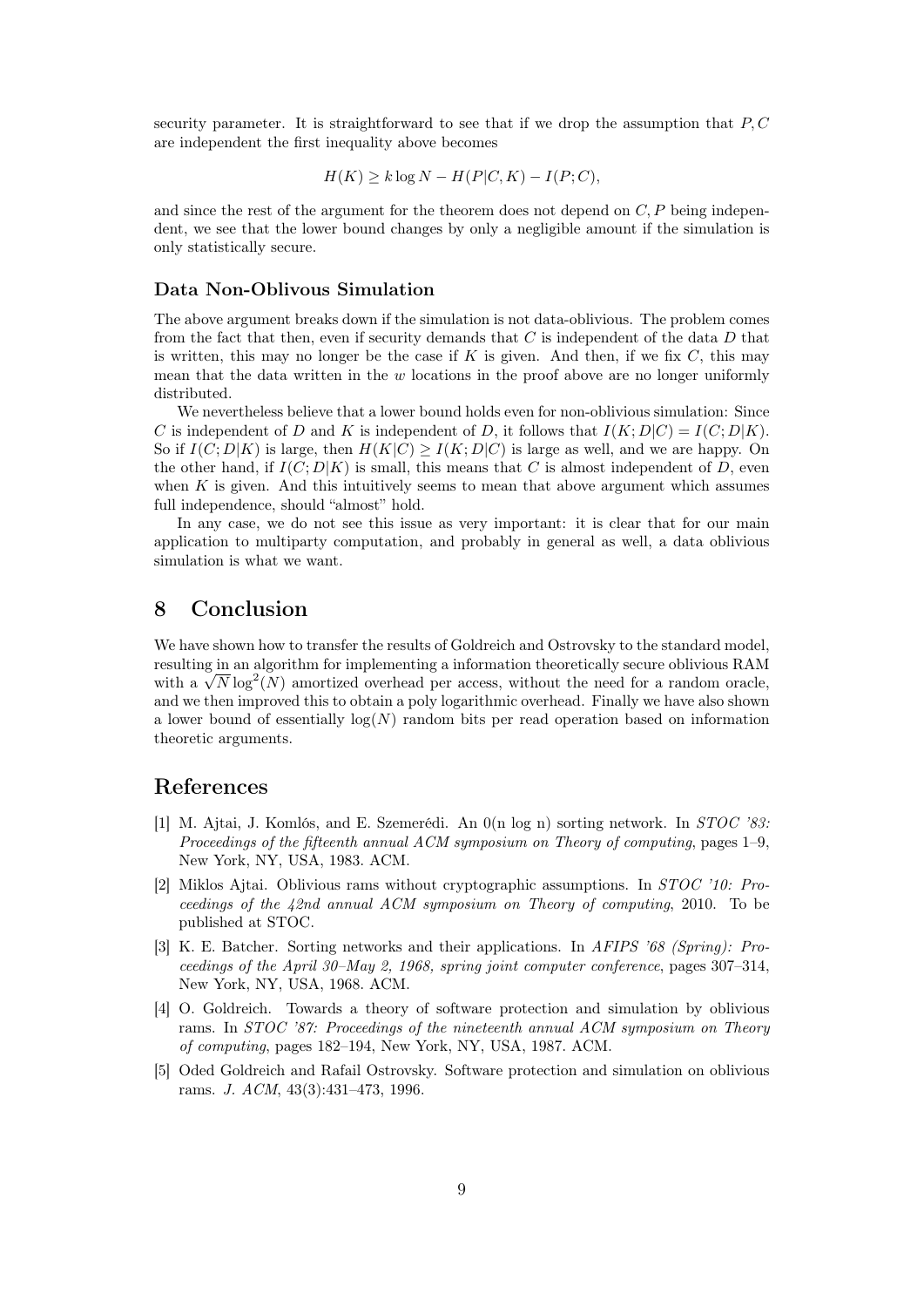security parameter. It is straightforward to see that if we drop the assumption that $P, C$ are independent the first inequality above becomes

$$H(K) \geq k \log N - H(P|C, K) - I(P; C),$$

and since the rest of the argument for the theorem does not depend on $C, P$ being independent, we see that the lower bound changes by only a negligible amount if the simulation is only statistically secure.

### Data Non-Oblivous Simulation

The above argument breaks down if the simulation is not data-oblivious. The problem comes from the fact that then, even if security demands that $C$ is independent of the data $D$ that is written, this may no longer be the case if $K$ is given. And then, if we fix $C$, this may mean that the data written in the $w$ locations in the proof above are no longer uniformly distributed.

We nevertheless believe that a lower bound holds even for non-oblivious simulation: Since $C$ is independent of $D$ and $K$ is independent of $D$, it follows that $I(K; D|C) = I(C; D|K)$. So if $I(C; D|K)$ is large, then $H(K|C) \geq I(K; D|C)$ is large as well, and we are happy. On the other hand, if $I(C; D|K)$ is small, this means that $C$ is almost independent of $D$, even when $K$ is given. And this intuitively seems to mean that above argument which assumes full independence, should "almost" hold.

In any case, we do not see this issue as very important: it is clear that for our main application to multiparty computation, and probably in general as well, a data oblivious simulation is what we want.

## 8 Conclusion

We have shown how to transfer the results of Goldreich and Ostrovsky to the standard model, resulting in an algorithm for implementing a information theoretically secure oblivious RAM with a $\sqrt{N} \log^2(N)$ amortized overhead per access, without the need for a random oracle, and we then improved this to obtain a poly logarithmic overhead. Finally we have also shown a lower bound of essentially $\log(N)$ random bits per read operation based on information theoretic arguments.

## References

[1] M. Ajtai, J. Komlós, and E. Szemerédi. An 0(n log n) sorting network. In *STOC '83: Proceedings of the fifteenth annual ACM symposium on Theory of computing*, pages 1–9, New York, NY, USA, 1983. ACM.

[2] Miklos Ajtai. Oblivious rams without cryptographic assumptions. In *STOC '10: Proceedings of the 42nd annual ACM symposium on Theory of computing*, 2010. To be published at STOC.

[3] K. E. Batcher. Sorting networks and their applications. In *AFIPS '68 (Spring): Proceedings of the April 30–May 2, 1968, spring joint computer conference*, pages 307–314, New York, NY, USA, 1968. ACM.

[4] O. Goldreich. Towards a theory of software protection and simulation by oblivious rams. In *STOC '87: Proceedings of the nineteenth annual ACM symposium on Theory of computing*, pages 182–194, New York, NY, USA, 1987. ACM.

[5] Oded Goldreich and Rafail Ostrovsky. Software protection and simulation on oblivious rams. *J. ACM*, 43(3):431–473, 1996.